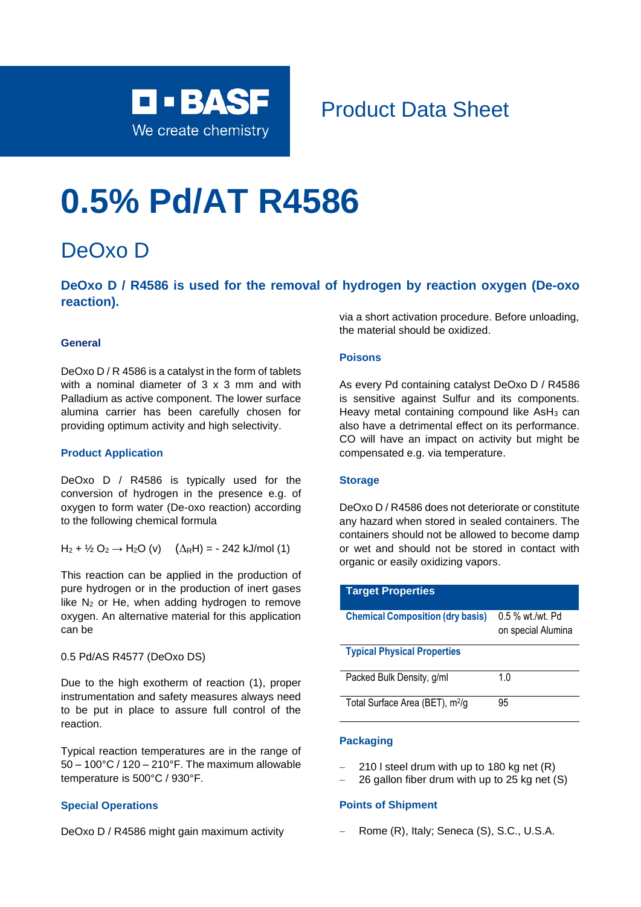BASF

We create chemistry

Product Data Sheet

# 0.5% Pd/AT R4586

## DeOxo D

**DeOxo D / R4586 is used for the removal of hydrogen by reaction oxygen (De-oxo reaction).**

### General

DeOxo D / R 4586 is a catalyst in the form of tablets with a nominal diameter of 3 x 3 mm and with Palladium as active component. The lower surface alumina carrier has been carefully chosen for providing optimum activity and high selectivity.

### Product Application

DeOxo D / R4586 is typically used for the conversion of hydrogen in the presence e.g. of oxygen to form water (De-oxo reaction) according to the following chemical formula

$H_2 + ½ O_2 \rightarrow H_2O$ (v)  ($\Delta_R H$) = - 242 kJ/mol (1)

This reaction can be applied in the production of pure hydrogen or in the production of inert gases like $N_2$ or He, when adding hydrogen to remove oxygen. An alternative material for this application can be

0.5 Pd/AS R4577 (DeOxo DS)

Due to the high exotherm of reaction (1), proper instrumentation and safety measures always need to be put in place to assure full control of the reaction.

Typical reaction temperatures are in the range of 50 – 100°C / 120 – 210°F. The maximum allowable temperature is 500°C / 930°F.

### Special Operations

DeOxo D / R4586 might gain maximum activity via a short activation procedure. Before unloading, the material should be oxidized.

### Poisons

As every Pd containing catalyst DeOxo D / R4586 is sensitive against Sulfur and its components. Heavy metal containing compound like $AsH_3$ can also have a detrimental effect on its performance. CO will have an impact on activity but might be compensated e.g. via temperature.

### Storage

DeOxo D / R4586 does not deteriorate or constitute any hazard when stored in sealed containers. The containers should not be allowed to become damp or wet and should not be stored in contact with organic or easily oxidizing vapors.

| Target Properties | |
|---|---|
| **Chemical Composition (dry basis)** | 0.5 % wt./wt. Pd on special Alumina |
| **Typical Physical Properties** | |
| Packed Bulk Density, g/ml | 1.0 |
| Total Surface Area (BET), $m^2/g$ | 95 |

### Packaging

- 210 l steel drum with up to 180 kg net (R)
- 26 gallon fiber drum with up to 25 kg net (S)

### Points of Shipment

- Rome (R), Italy; Seneca (S), S.C., U.S.A.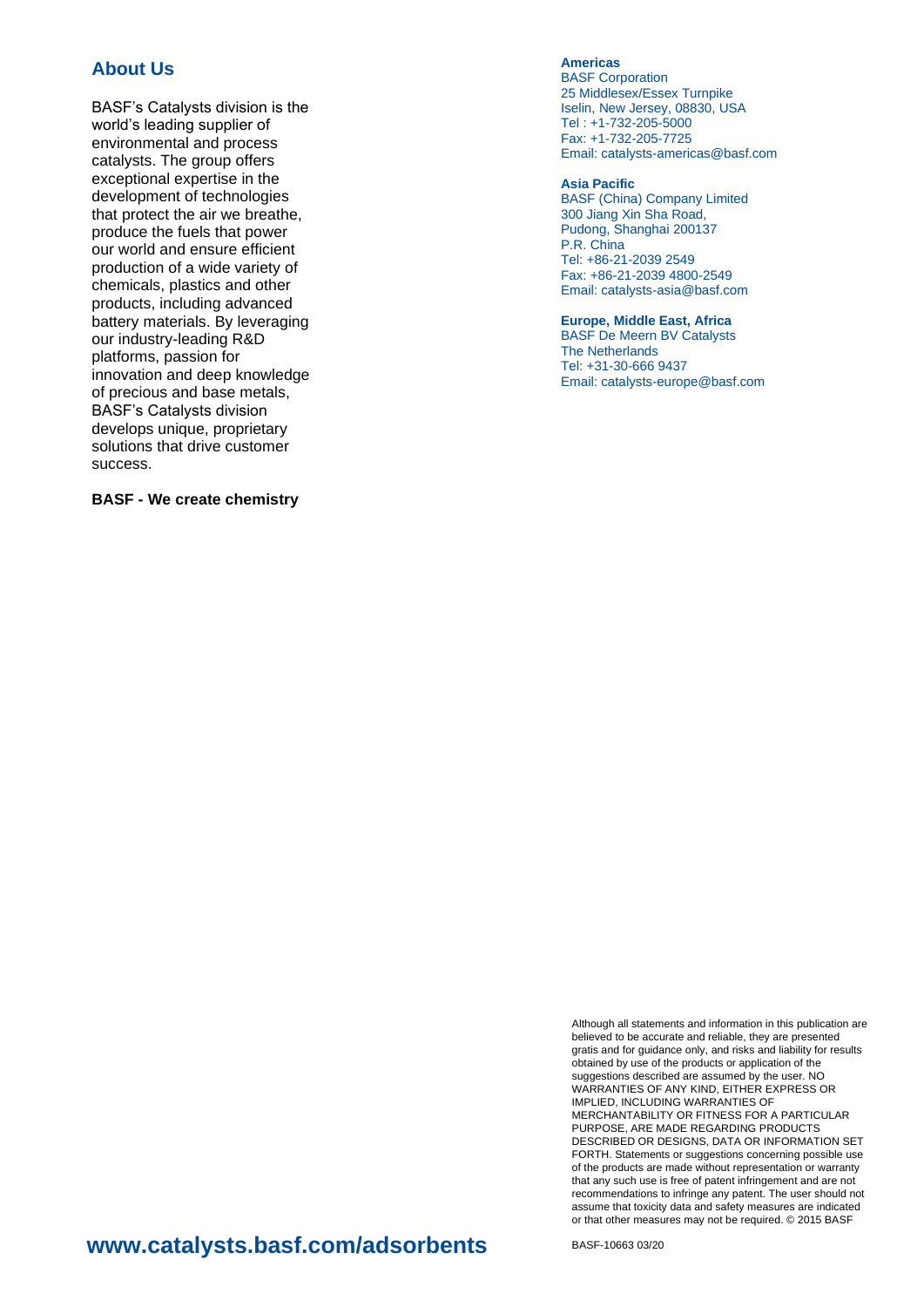## About Us

BASF's Catalysts division is the world's leading supplier of environmental and process catalysts. The group offers exceptional expertise in the development of technologies that protect the air we breathe, produce the fuels that power our world and ensure efficient production of a wide variety of chemicals, plastics and other products, including advanced battery materials. By leveraging our industry-leading R&D platforms, passion for innovation and deep knowledge of precious and base metals, BASF's Catalysts division develops unique, proprietary solutions that drive customer success.

**BASF - We create chemistry**

**Americas**
BASF Corporation
25 Middlesex/Essex Turnpike
Iselin, New Jersey, 08830, USA
Tel : +1-732-205-5000
Fax: +1-732-205-7725
Email: catalysts-americas@basf.com

**Asia Pacific**
BASF (China) Company Limited
300 Jiang Xin Sha Road,
Pudong, Shanghai 200137
P.R. China
Tel: +86-21-2039 2549
Fax: +86-21-2039 4800-2549
Email: catalysts-asia@basf.com

**Europe, Middle East, Africa**
BASF De Meern BV Catalysts
The Netherlands
Tel: +31-30-666 9437
Email: catalysts-europe@basf.com

Although all statements and information in this publication are believed to be accurate and reliable, they are presented gratis and for guidance only, and risks and liability for results obtained by use of the products or application of the suggestions described are assumed by the user. NO WARRANTIES OF ANY KIND, EITHER EXPRESS OR IMPLIED, INCLUDING WARRANTIES OF MERCHANTABILITY OR FITNESS FOR A PARTICULAR PURPOSE, ARE MADE REGARDING PRODUCTS DESCRIBED OR DESIGNS, DATA OR INFORMATION SET FORTH. Statements or suggestions concerning possible use of the products are made without representation or warranty that any such use is free of patent infringement and are not recommendations to infringe any patent. The user should not assume that toxicity data and safety measures are indicated or that other measures may not be required. © 2015 BASF

**www.catalysts.basf.com/adsorbents**

BASF-10663 03/20